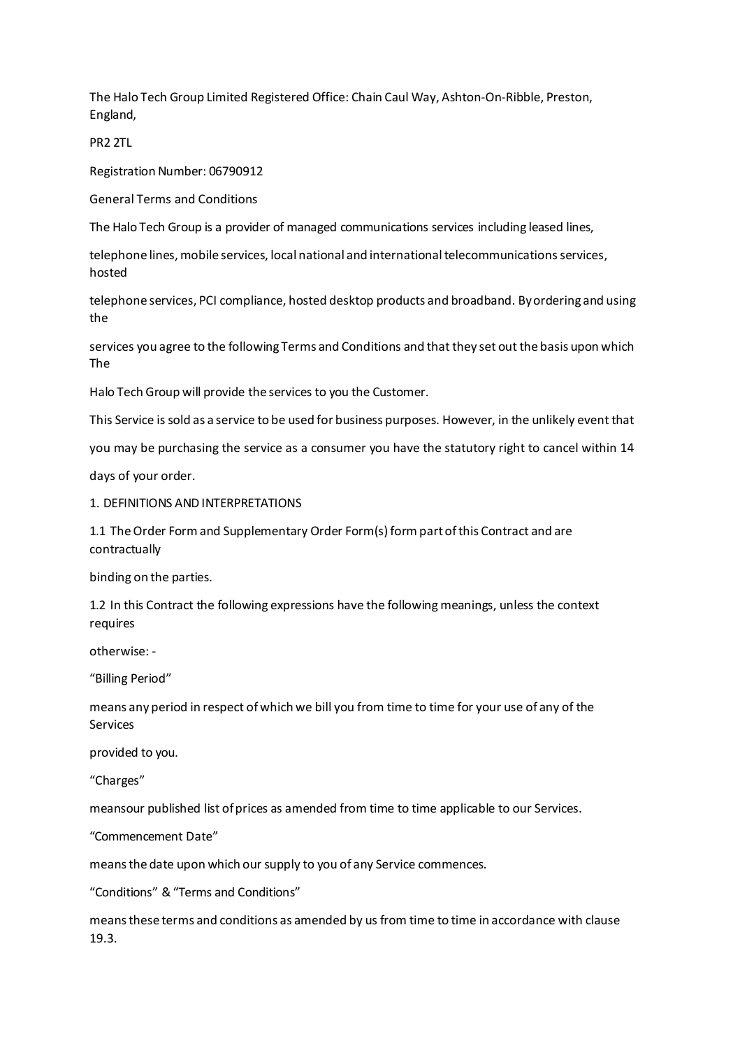The Halo Tech Group Limited Registered Office: Chain Caul Way, Ashton-On-Ribble, Preston, England,

PR2 2TL

Registration Number: 06790912

General Terms and Conditions

The Halo Tech Group is a provider of managed communications services including leased lines, telephone lines, mobile services, local national and international telecommunications services, hosted telephone services, PCI compliance, hosted desktop products and broadband. By ordering and using the services you agree to the following Terms and Conditions and that they set out the basis upon which The Halo Tech Group will provide the services to you the Customer.

This Service is sold as a service to be used for business purposes. However, in the unlikely event that you may be purchasing the service as a consumer you have the statutory right to cancel within 14 days of your order.

## 1. DEFINITIONS AND INTERPRETATIONS

1.1 The Order Form and Supplementary Order Form(s) form part of this Contract and are contractually binding on the parties.

1.2 In this Contract the following expressions have the following meanings, unless the context requires otherwise: -

"Billing Period"

means any period in respect of which we bill you from time to time for your use of any of the Services provided to you.

"Charges"

meansour published list of prices as amended from time to time applicable to our Services.

"Commencement Date"

means the date upon which our supply to you of any Service commences.

"Conditions" & "Terms and Conditions"

means these terms and conditions as amended by us from time to time in accordance with clause 19.3.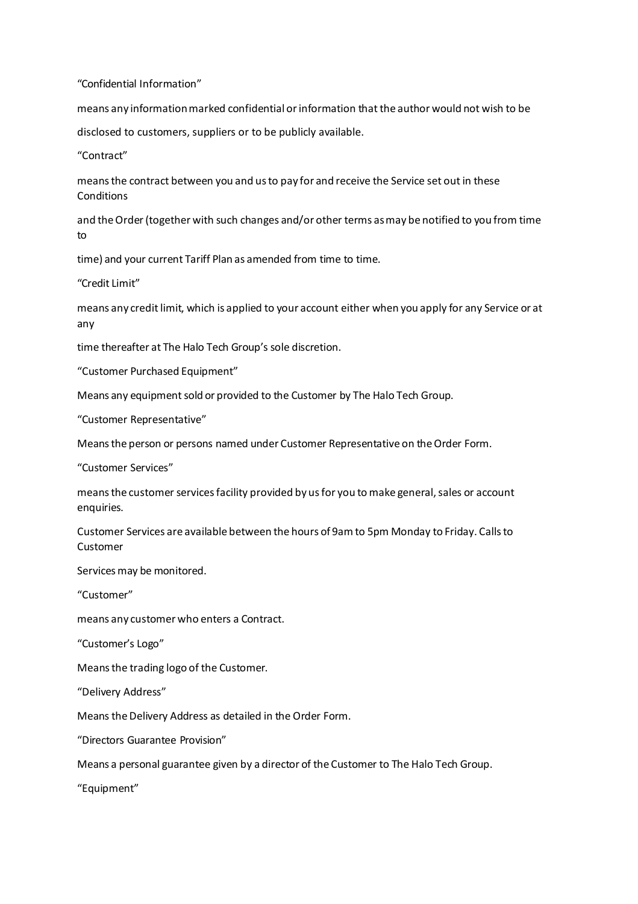“Confidential Information”

means any information marked confidential or information that the author would not wish to be

disclosed to customers, suppliers or to be publicly available.

“Contract”

means the contract between you and us to pay for and receive the Service set out in these Conditions

and the Order (together with such changes and/or other terms as may be notified to you from time to

time) and your current Tariff Plan as amended from time to time.

“Credit Limit”

means any credit limit, which is applied to your account either when you apply for any Service or at any

time thereafter at The Halo Tech Group’s sole discretion.

“Customer Purchased Equipment”

Means any equipment sold or provided to the Customer by The Halo Tech Group.

“Customer Representative”

Means the person or persons named under Customer Representative on the Order Form.

“Customer Services”

means the customer services facility provided by us for you to make general, sales or account enquiries.

Customer Services are available between the hours of 9am to 5pm Monday to Friday. Calls to Customer

Services may be monitored.

“Customer”

means any customer who enters a Contract.

“Customer’s Logo”

Means the trading logo of the Customer.

“Delivery Address”

Means the Delivery Address as detailed in the Order Form.

“Directors Guarantee Provision”

Means a personal guarantee given by a director of the Customer to The Halo Tech Group.

“Equipment”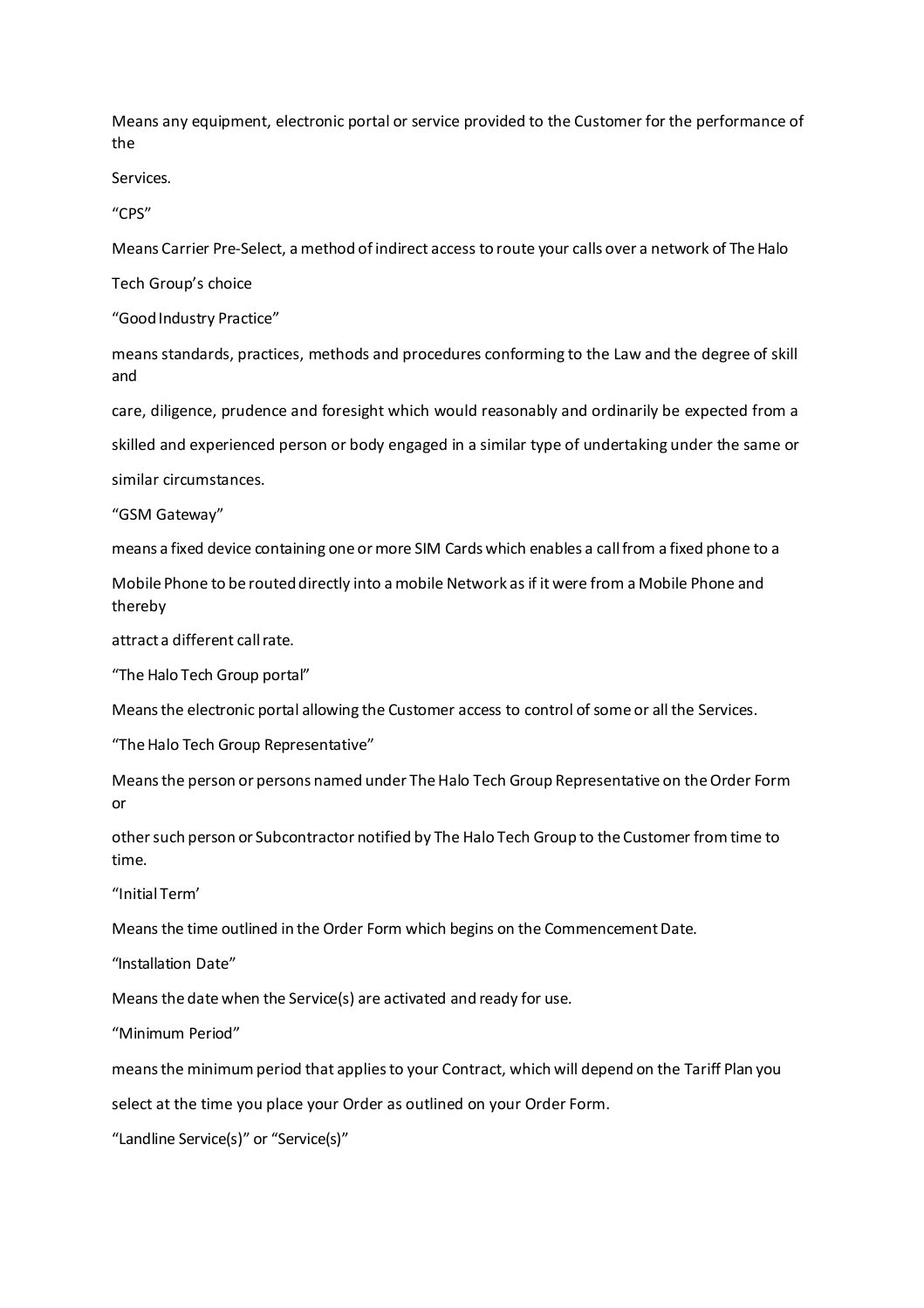Means any equipment, electronic portal or service provided to the Customer for the performance of the Services.

“CPS”

Means Carrier Pre-Select, a method of indirect access to route your calls over a network of The Halo Tech Group’s choice

“Good Industry Practice”

means standards, practices, methods and procedures conforming to the Law and the degree of skill and care, diligence, prudence and foresight which would reasonably and ordinarily be expected from a skilled and experienced person or body engaged in a similar type of undertaking under the same or similar circumstances.

“GSM Gateway”

means a fixed device containing one or more SIM Cards which enables a call from a fixed phone to a Mobile Phone to be routed directly into a mobile Network as if it were from a Mobile Phone and thereby attract a different call rate.

“The Halo Tech Group portal”

Means the electronic portal allowing the Customer access to control of some or all the Services.

“The Halo Tech Group Representative”

Means the person or persons named under The Halo Tech Group Representative on the Order Form or other such person or Subcontractor notified by The Halo Tech Group to the Customer from time to time.

“Initial Term’

Means the time outlined in the Order Form which begins on the Commencement Date.

“Installation Date”

Means the date when the Service(s) are activated and ready for use.

“Minimum Period”

means the minimum period that applies to your Contract, which will depend on the Tariff Plan you select at the time you place your Order as outlined on your Order Form.

“Landline Service(s)” or “Service(s)”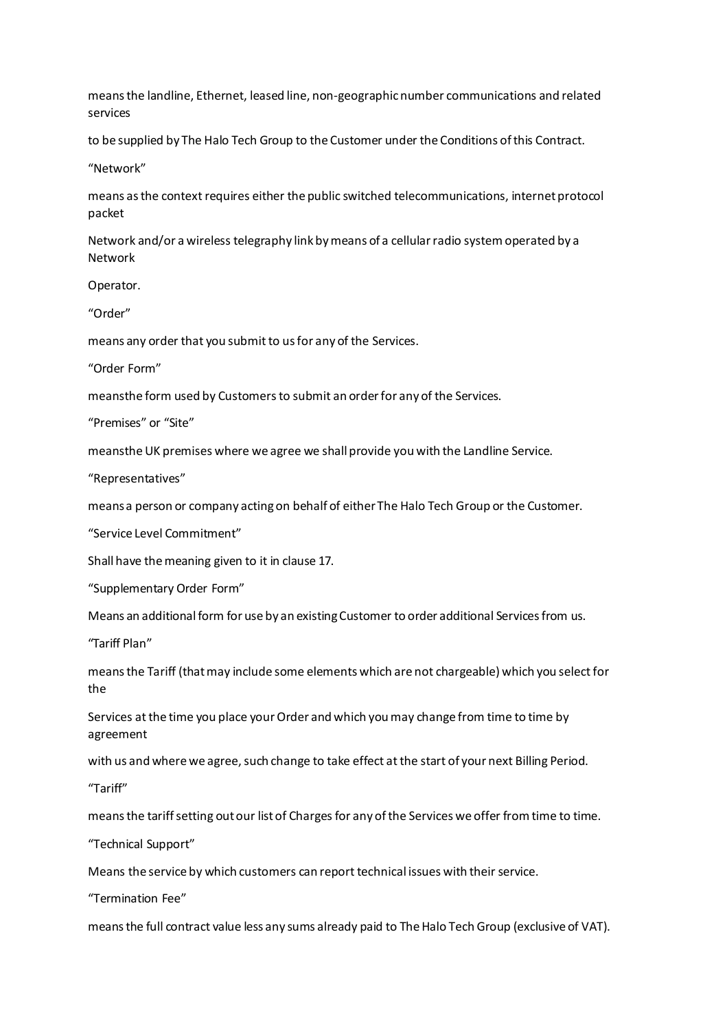means the landline, Ethernet, leased line, non-geographic number communications and related services

to be supplied by The Halo Tech Group to the Customer under the Conditions of this Contract.

“Network”

means as the context requires either the public switched telecommunications, internet protocol packet

Network and/or a wireless telegraphy link by means of a cellular radio system operated by a Network

Operator.

“Order”

means any order that you submit to us for any of the Services.

“Order Form”

meansthe form used by Customers to submit an order for any of the Services.

“Premises” or “Site”

meansthe UK premises where we agree we shall provide you with the Landline Service.

“Representatives”

means a person or company acting on behalf of either The Halo Tech Group or the Customer.

“Service Level Commitment”

Shall have the meaning given to it in clause 17.

“Supplementary Order Form”

Means an additional form for use by an existing Customer to order additional Services from us.

“Tariff Plan”

means the Tariff (that may include some elements which are not chargeable) which you select for the

Services at the time you place your Order and which you may change from time to time by agreement

with us and where we agree, such change to take effect at the start of your next Billing Period.

“Tariff”

means the tariff setting out our list of Charges for any of the Services we offer from time to time.

“Technical Support”

Means the service by which customers can report technical issues with their service.

“Termination Fee”

means the full contract value less any sums already paid to The Halo Tech Group (exclusive of VAT).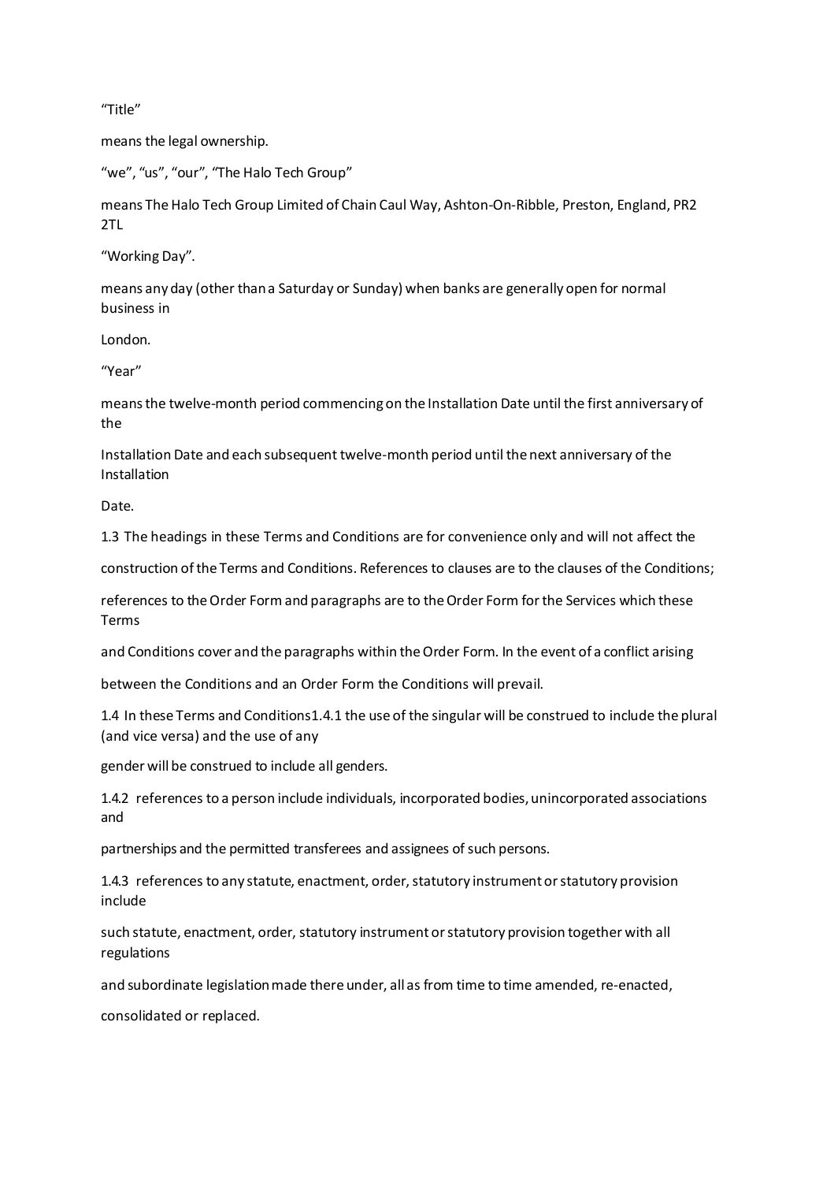"Title"

means the legal ownership.

"we", "us", "our", "The Halo Tech Group"

means The Halo Tech Group Limited of Chain Caul Way, Ashton-On-Ribble, Preston, England, PR2 2TL

"Working Day".

means any day (other than a Saturday or Sunday) when banks are generally open for normal business in London.

"Year"

means the twelve-month period commencing on the Installation Date until the first anniversary of the Installation Date and each subsequent twelve-month period until the next anniversary of the Installation Date.

1.3 The headings in these Terms and Conditions are for convenience only and will not affect the construction of the Terms and Conditions. References to clauses are to the clauses of the Conditions; references to the Order Form and paragraphs are to the Order Form for the Services which these Terms and Conditions cover and the paragraphs within the Order Form. In the event of a conflict arising between the Conditions and an Order Form the Conditions will prevail.

1.4 In these Terms and Conditions1.4.1 the use of the singular will be construed to include the plural (and vice versa) and the use of any gender will be construed to include all genders.

1.4.2 references to a person include individuals, incorporated bodies, unincorporated associations and partnerships and the permitted transferees and assignees of such persons.

1.4.3 references to any statute, enactment, order, statutory instrument or statutory provision include such statute, enactment, order, statutory instrument or statutory provision together with all regulations and subordinate legislation made there under, all as from time to time amended, re-enacted, consolidated or replaced.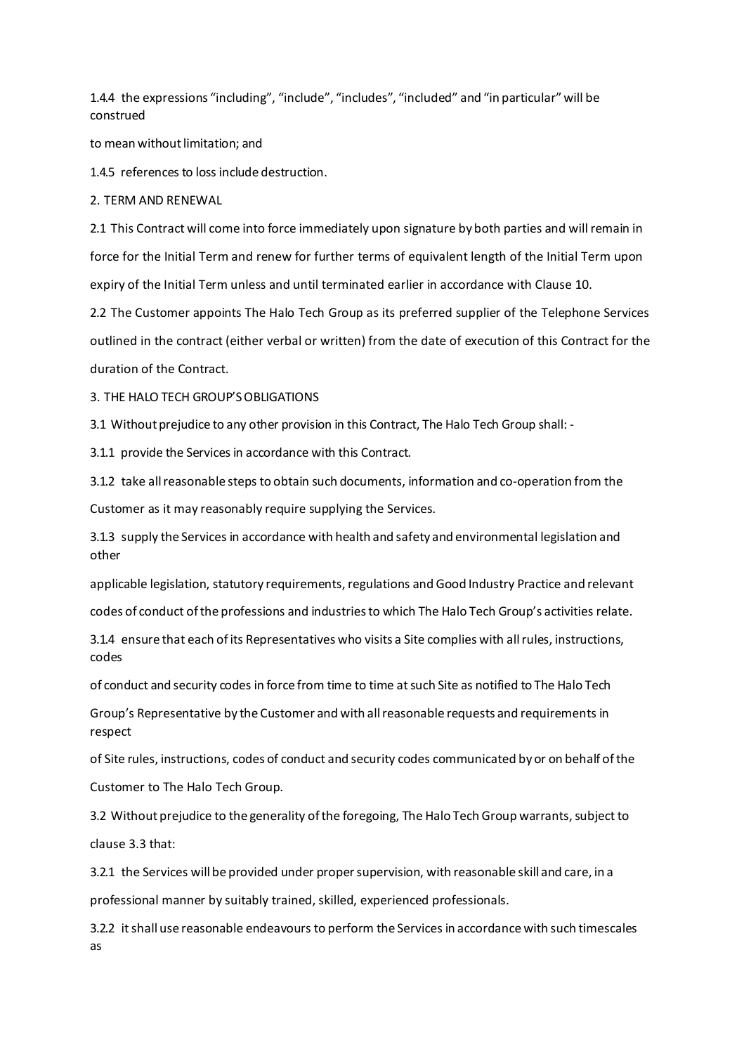1.4.4 the expressions "including", "include", "includes", "included" and "in particular" will be construed to mean without limitation; and

1.4.5 references to loss include destruction.

2. TERM AND RENEWAL

2.1 This Contract will come into force immediately upon signature by both parties and will remain in force for the Initial Term and renew for further terms of equivalent length of the Initial Term upon expiry of the Initial Term unless and until terminated earlier in accordance with Clause 10.

2.2 The Customer appoints The Halo Tech Group as its preferred supplier of the Telephone Services outlined in the contract (either verbal or written) from the date of execution of this Contract for the duration of the Contract.

3. THE HALO TECH GROUP'S OBLIGATIONS

3.1 Without prejudice to any other provision in this Contract, The Halo Tech Group shall: -

3.1.1 provide the Services in accordance with this Contract.

3.1.2 take all reasonable steps to obtain such documents, information and co-operation from the Customer as it may reasonably require supplying the Services.

3.1.3 supply the Services in accordance with health and safety and environmental legislation and other applicable legislation, statutory requirements, regulations and Good Industry Practice and relevant codes of conduct of the professions and industries to which The Halo Tech Group's activities relate.

3.1.4 ensure that each of its Representatives who visits a Site complies with all rules, instructions, codes of conduct and security codes in force from time to time at such Site as notified to The Halo Tech Group's Representative by the Customer and with all reasonable requests and requirements in respect of Site rules, instructions, codes of conduct and security codes communicated by or on behalf of the Customer to The Halo Tech Group.

3.2 Without prejudice to the generality of the foregoing, The Halo Tech Group warrants, subject to clause 3.3 that:

3.2.1 the Services will be provided under proper supervision, with reasonable skill and care, in a professional manner by suitably trained, skilled, experienced professionals.

3.2.2 it shall use reasonable endeavours to perform the Services in accordance with such timescales as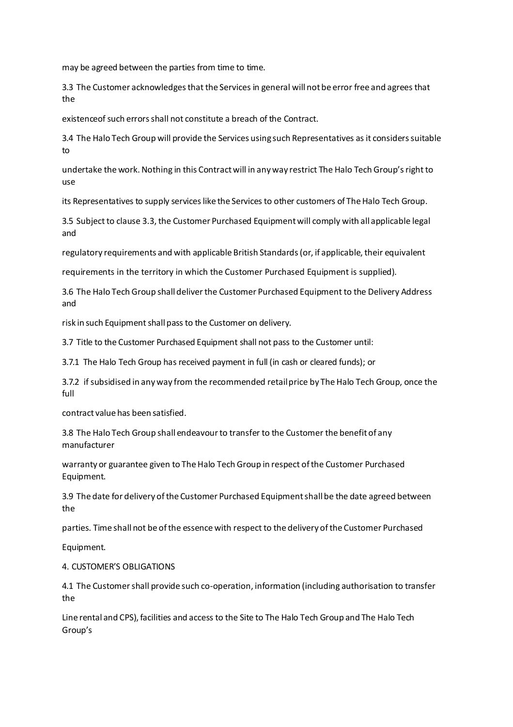may be agreed between the parties from time to time.

3.3 The Customer acknowledges that the Services in general will not be error free and agrees that the existenceof such errors shall not constitute a breach of the Contract.

3.4 The Halo Tech Group will provide the Services using such Representatives as it considers suitable to undertake the work. Nothing in this Contract will in any way restrict The Halo Tech Group's right to use its Representatives to supply services like the Services to other customers of The Halo Tech Group.

3.5 Subject to clause 3.3, the Customer Purchased Equipment will comply with all applicable legal and regulatory requirements and with applicable British Standards (or, if applicable, their equivalent requirements in the territory in which the Customer Purchased Equipment is supplied).

3.6 The Halo Tech Group shall deliver the Customer Purchased Equipment to the Delivery Address and risk in such Equipment shall pass to the Customer on delivery.

3.7 Title to the Customer Purchased Equipment shall not pass to the Customer until:

3.7.1 The Halo Tech Group has received payment in full (in cash or cleared funds); or

3.7.2 if subsidised in any way from the recommended retail price by The Halo Tech Group, once the full contract value has been satisfied.

3.8 The Halo Tech Group shall endeavour to transfer to the Customer the benefit of any manufacturer warranty or guarantee given to The Halo Tech Group in respect of the Customer Purchased Equipment.

3.9 The date for delivery of the Customer Purchased Equipment shall be the date agreed between the parties. Time shall not be of the essence with respect to the delivery of the Customer Purchased Equipment.

4. CUSTOMER'S OBLIGATIONS

4.1 The Customer shall provide such co-operation, information (including authorisation to transfer the Line rental and CPS), facilities and access to the Site to The Halo Tech Group and The Halo Tech Group's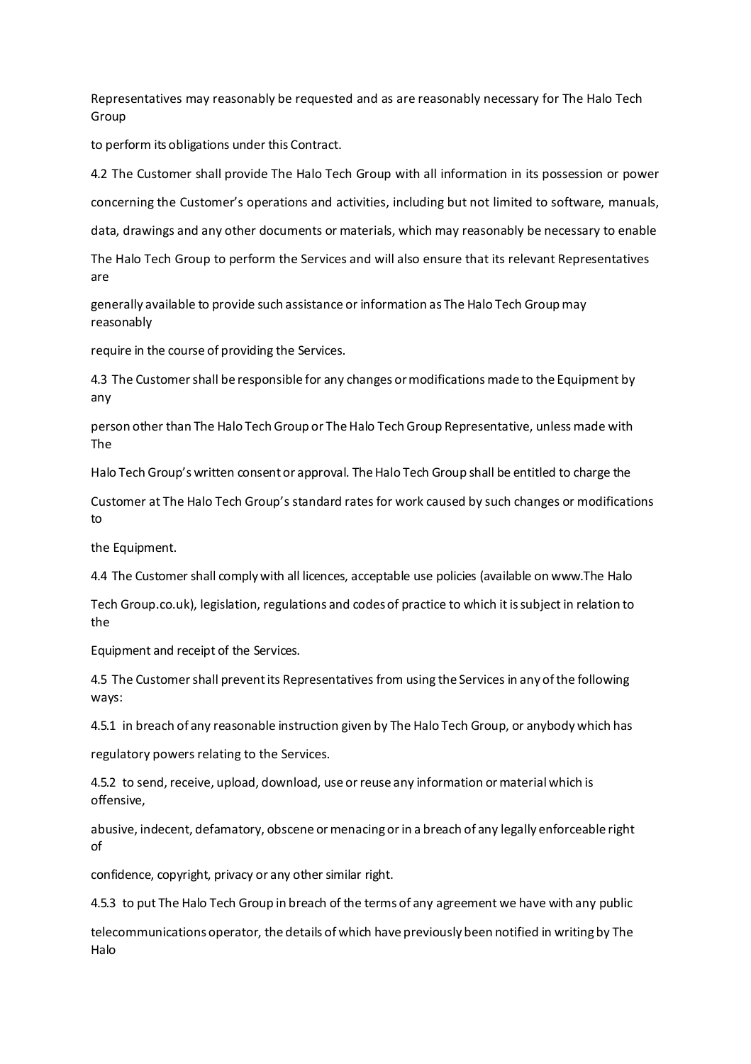Representatives may reasonably be requested and as are reasonably necessary for The Halo Tech Group to perform its obligations under this Contract.

4.2 The Customer shall provide The Halo Tech Group with all information in its possession or power concerning the Customer's operations and activities, including but not limited to software, manuals, data, drawings and any other documents or materials, which may reasonably be necessary to enable The Halo Tech Group to perform the Services and will also ensure that its relevant Representatives are generally available to provide such assistance or information as The Halo Tech Group may reasonably require in the course of providing the Services.

4.3 The Customer shall be responsible for any changes or modifications made to the Equipment by any person other than The Halo Tech Group or The Halo Tech Group Representative, unless made with The Halo Tech Group's written consent or approval. The Halo Tech Group shall be entitled to charge the Customer at The Halo Tech Group's standard rates for work caused by such changes or modifications to the Equipment.

4.4 The Customer shall comply with all licences, acceptable use policies (available on www.The Halo Tech Group.co.uk), legislation, regulations and codes of practice to which it is subject in relation to the Equipment and receipt of the Services.

4.5 The Customer shall prevent its Representatives from using the Services in any of the following ways:

4.5.1 in breach of any reasonable instruction given by The Halo Tech Group, or anybody which has regulatory powers relating to the Services.

4.5.2 to send, receive, upload, download, use or reuse any information or material which is offensive, abusive, indecent, defamatory, obscene or menacing or in a breach of any legally enforceable right of confidence, copyright, privacy or any other similar right.

4.5.3 to put The Halo Tech Group in breach of the terms of any agreement we have with any public telecommunications operator, the details of which have previously been notified in writing by The Halo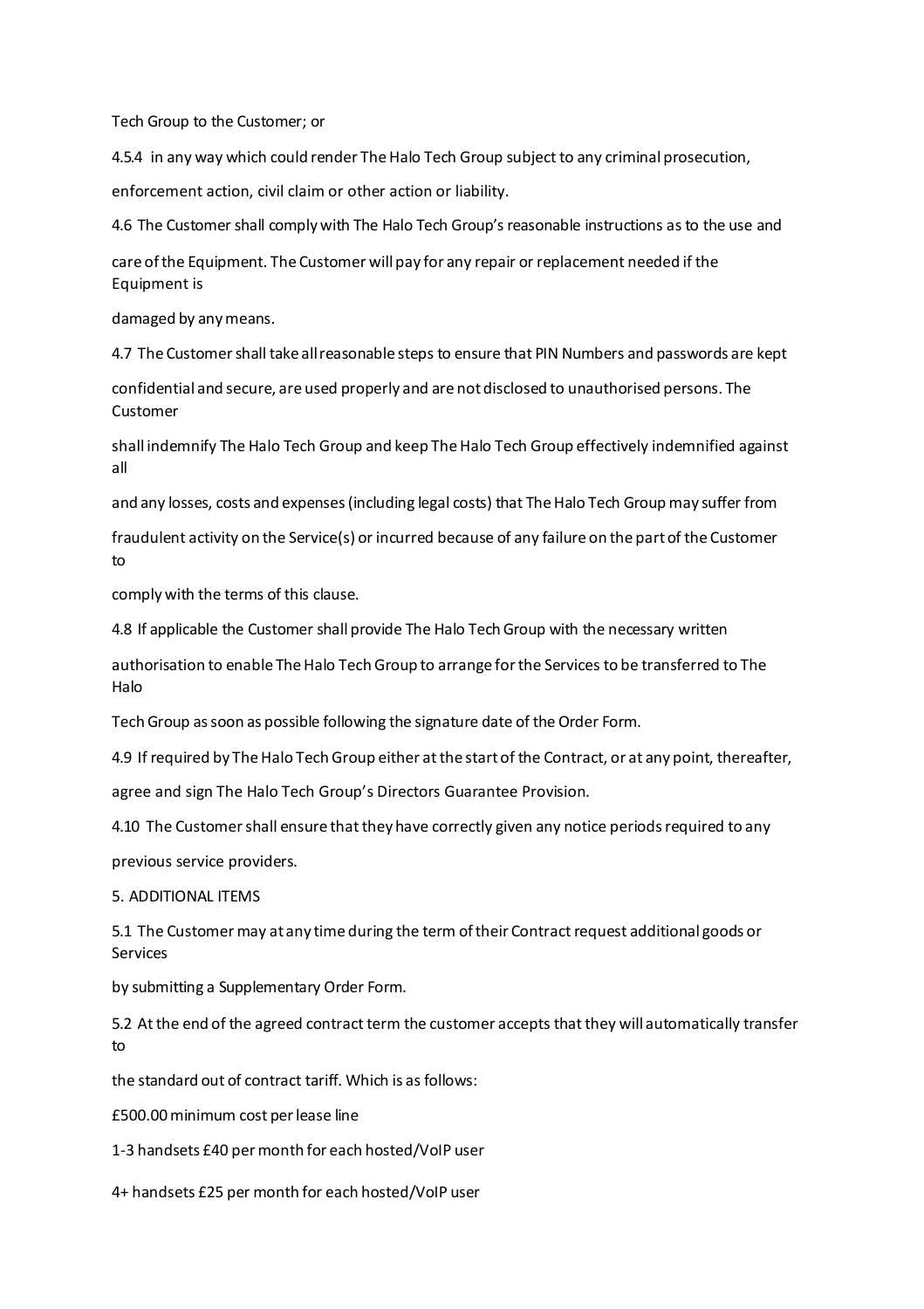Tech Group to the Customer; or

4.5.4 in any way which could render The Halo Tech Group subject to any criminal prosecution, enforcement action, civil claim or other action or liability.

4.6 The Customer shall comply with The Halo Tech Group's reasonable instructions as to the use and care of the Equipment. The Customer will pay for any repair or replacement needed if the Equipment is damaged by any means.

4.7 The Customer shall take all reasonable steps to ensure that PIN Numbers and passwords are kept confidential and secure, are used properly and are not disclosed to unauthorised persons. The Customer shall indemnify The Halo Tech Group and keep The Halo Tech Group effectively indemnified against all and any losses, costs and expenses (including legal costs) that The Halo Tech Group may suffer from fraudulent activity on the Service(s) or incurred because of any failure on the part of the Customer to comply with the terms of this clause.

4.8 If applicable the Customer shall provide The Halo Tech Group with the necessary written authorisation to enable The Halo Tech Group to arrange for the Services to be transferred to The Halo Tech Group as soon as possible following the signature date of the Order Form.

4.9 If required by The Halo Tech Group either at the start of the Contract, or at any point, thereafter, agree and sign The Halo Tech Group's Directors Guarantee Provision.

4.10 The Customer shall ensure that they have correctly given any notice periods required to any previous service providers.

## 5. ADDITIONAL ITEMS

5.1 The Customer may at any time during the term of their Contract request additional goods or Services by submitting a Supplementary Order Form.

5.2 At the end of the agreed contract term the customer accepts that they will automatically transfer to the standard out of contract tariff. Which is as follows:

£500.00 minimum cost per lease line

1-3 handsets £40 per month for each hosted/VoIP user

4+ handsets £25 per month for each hosted/VoIP user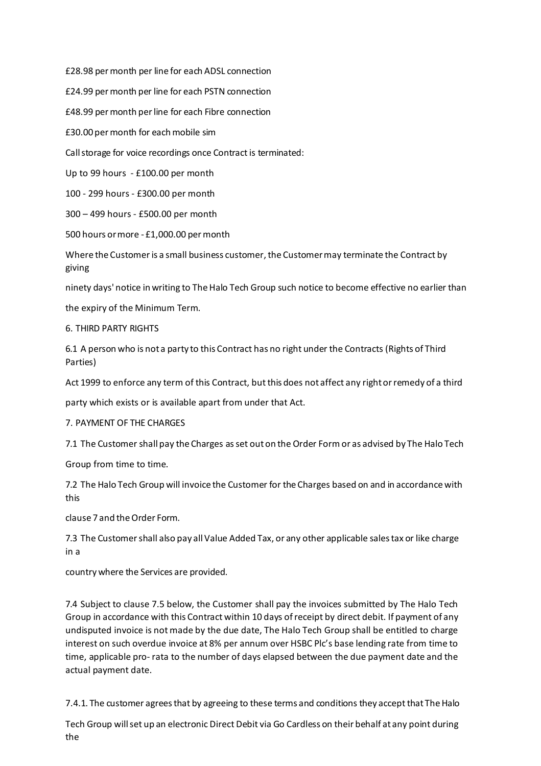£28.98 per month per line for each ADSL connection

£24.99 per month per line for each PSTN connection

£48.99 per month per line for each Fibre connection

£30.00 per month for each mobile sim

Call storage for voice recordings once Contract is terminated:

Up to 99 hours - £100.00 per month

100 - 299 hours - £300.00 per month

300 – 499 hours - £500.00 per month

500 hours or more - £1,000.00 per month

Where the Customer is a small business customer, the Customer may terminate the Contract by giving ninety days' notice in writing to The Halo Tech Group such notice to become effective no earlier than the expiry of the Minimum Term.

6. THIRD PARTY RIGHTS

6.1 A person who is not a party to this Contract has no right under the Contracts (Rights of Third Parties) Act 1999 to enforce any term of this Contract, but this does not affect any right or remedy of a third party which exists or is available apart from under that Act.

7. PAYMENT OF THE CHARGES

7.1 The Customer shall pay the Charges as set out on the Order Form or as advised by The Halo Tech Group from time to time.

7.2 The Halo Tech Group will invoice the Customer for the Charges based on and in accordance with this clause 7 and the Order Form.

7.3 The Customer shall also pay all Value Added Tax, or any other applicable sales tax or like charge in a country where the Services are provided.

7.4 Subject to clause 7.5 below, the Customer shall pay the invoices submitted by The Halo Tech Group in accordance with this Contract within 10 days of receipt by direct debit. If payment of any undisputed invoice is not made by the due date, The Halo Tech Group shall be entitled to charge interest on such overdue invoice at 8% per annum over HSBC Plc's base lending rate from time to time, applicable pro- rata to the number of days elapsed between the due payment date and the actual payment date.

7.4.1. The customer agrees that by agreeing to these terms and conditions they accept that The Halo Tech Group will set up an electronic Direct Debit via Go Cardless on their behalf at any point during the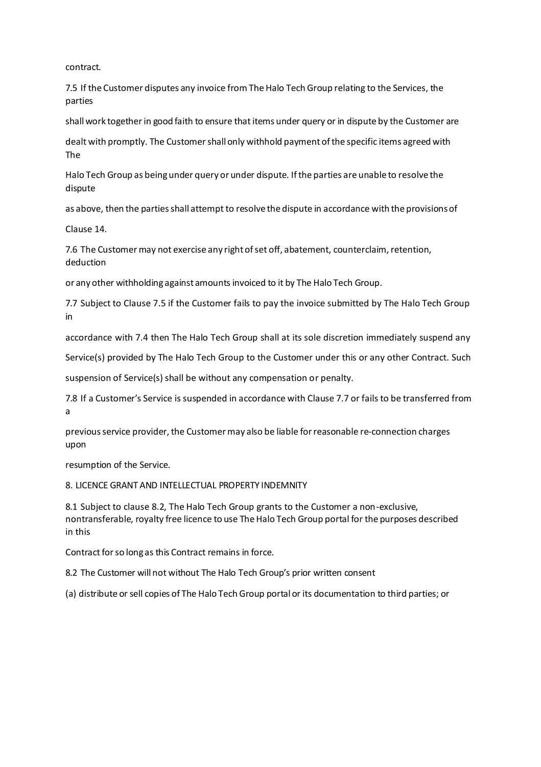contract.

7.5 If the Customer disputes any invoice from The Halo Tech Group relating to the Services, the parties shall work together in good faith to ensure that items under query or in dispute by the Customer are dealt with promptly. The Customer shall only withhold payment of the specific items agreed with The Halo Tech Group as being under query or under dispute. If the parties are unable to resolve the dispute as above, then the parties shall attempt to resolve the dispute in accordance with the provisions of Clause 14.

7.6 The Customer may not exercise any right of set off, abatement, counterclaim, retention, deduction or any other withholding against amounts invoiced to it by The Halo Tech Group.

7.7 Subject to Clause 7.5 if the Customer fails to pay the invoice submitted by The Halo Tech Group in accordance with 7.4 then The Halo Tech Group shall at its sole discretion immediately suspend any Service(s) provided by The Halo Tech Group to the Customer under this or any other Contract. Such suspension of Service(s) shall be without any compensation or penalty.

7.8 If a Customer's Service is suspended in accordance with Clause 7.7 or fails to be transferred from a previous service provider, the Customer may also be liable for reasonable re-connection charges upon resumption of the Service.

8. LICENCE GRANT AND INTELLECTUAL PROPERTY INDEMNITY

8.1 Subject to clause 8.2, The Halo Tech Group grants to the Customer a non-exclusive, nontransferable, royalty free licence to use The Halo Tech Group portal for the purposes described in this Contract for so long as this Contract remains in force.

8.2 The Customer will not without The Halo Tech Group's prior written consent

(a) distribute or sell copies of The Halo Tech Group portal or its documentation to third parties; or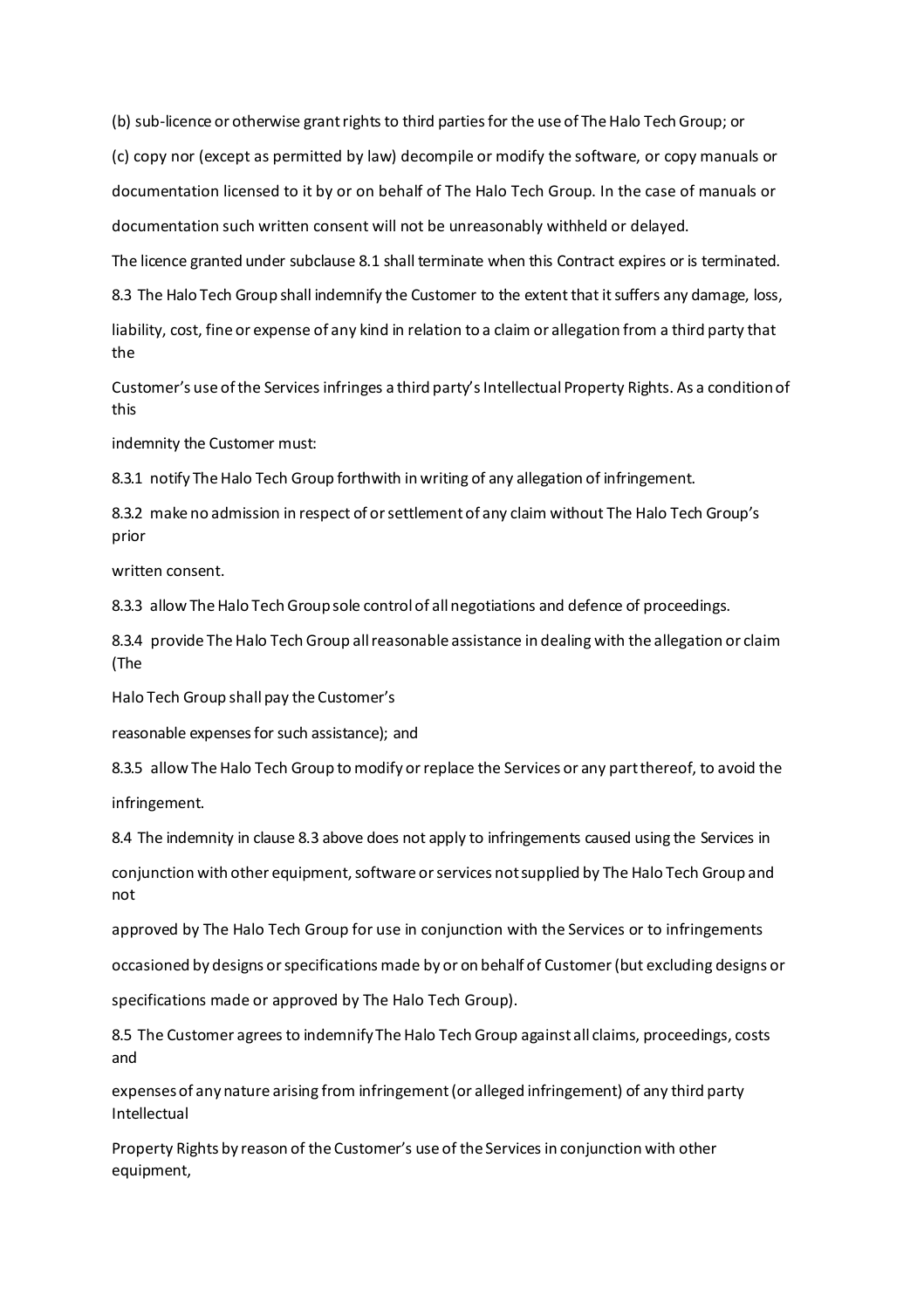(b) sub-licence or otherwise grant rights to third parties for the use of The Halo Tech Group; or

(c) copy nor (except as permitted by law) decompile or modify the software, or copy manuals or documentation licensed to it by or on behalf of The Halo Tech Group. In the case of manuals or documentation such written consent will not be unreasonably withheld or delayed.

The licence granted under subclause 8.1 shall terminate when this Contract expires or is terminated.

8.3 The Halo Tech Group shall indemnify the Customer to the extent that it suffers any damage, loss, liability, cost, fine or expense of any kind in relation to a claim or allegation from a third party that the Customer's use of the Services infringes a third party's Intellectual Property Rights. As a condition of this indemnity the Customer must:

8.3.1 notify The Halo Tech Group forthwith in writing of any allegation of infringement.

8.3.2 make no admission in respect of or settlement of any claim without The Halo Tech Group's prior written consent.

8.3.3 allow The Halo Tech Group sole control of all negotiations and defence of proceedings.

8.3.4 provide The Halo Tech Group all reasonable assistance in dealing with the allegation or claim (The Halo Tech Group shall pay the Customer's reasonable expenses for such assistance); and

8.3.5 allow The Halo Tech Group to modify or replace the Services or any part thereof, to avoid the infringement.

8.4 The indemnity in clause 8.3 above does not apply to infringements caused using the Services in conjunction with other equipment, software or services not supplied by The Halo Tech Group and not approved by The Halo Tech Group for use in conjunction with the Services or to infringements occasioned by designs or specifications made by or on behalf of Customer (but excluding designs or specifications made or approved by The Halo Tech Group).

8.5 The Customer agrees to indemnify The Halo Tech Group against all claims, proceedings, costs and expenses of any nature arising from infringement (or alleged infringement) of any third party Intellectual Property Rights by reason of the Customer's use of the Services in conjunction with other equipment,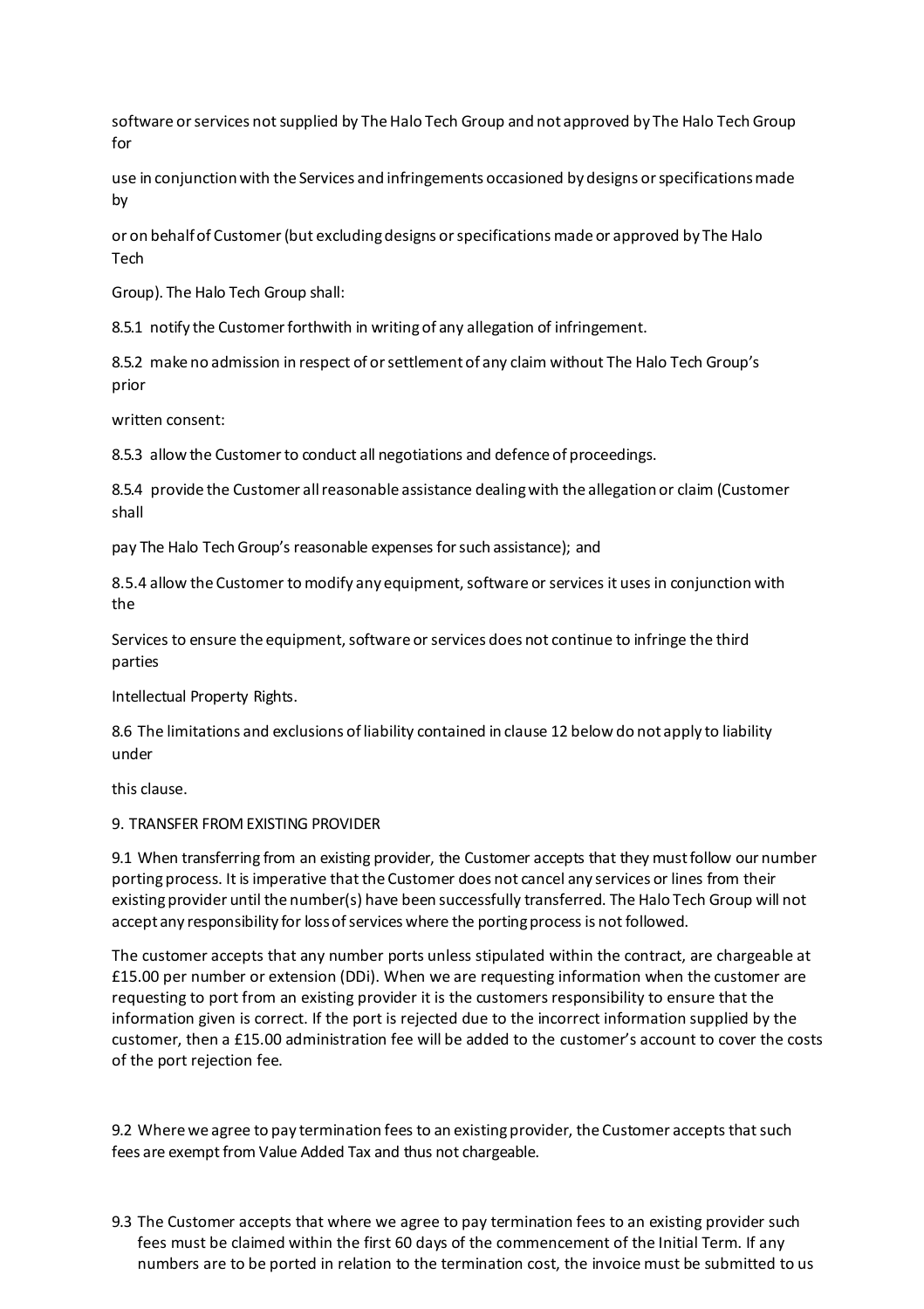software or services not supplied by The Halo Tech Group and not approved by The Halo Tech Group for use in conjunction with the Services and infringements occasioned by designs or specifications made by or on behalf of Customer (but excluding designs or specifications made or approved by The Halo Tech Group). The Halo Tech Group shall:

8.5.1 notify the Customer forthwith in writing of any allegation of infringement.

8.5.2 make no admission in respect of or settlement of any claim without The Halo Tech Group's prior written consent:

8.5.3 allow the Customer to conduct all negotiations and defence of proceedings.

8.5.4 provide the Customer all reasonable assistance dealing with the allegation or claim (Customer shall pay The Halo Tech Group's reasonable expenses for such assistance); and

8.5.4 allow the Customer to modify any equipment, software or services it uses in conjunction with the Services to ensure the equipment, software or services does not continue to infringe the third parties Intellectual Property Rights.

8.6 The limitations and exclusions of liability contained in clause 12 below do not apply to liability under this clause.

9. TRANSFER FROM EXISTING PROVIDER

9.1 When transferring from an existing provider, the Customer accepts that they must follow our number porting process. It is imperative that the Customer does not cancel any services or lines from their existing provider until the number(s) have been successfully transferred. The Halo Tech Group will not accept any responsibility for loss of services where the porting process is not followed.

The customer accepts that any number ports unless stipulated within the contract, are chargeable at £15.00 per number or extension (DDi). When we are requesting information when the customer are requesting to port from an existing provider it is the customers responsibility to ensure that the information given is correct. If the port is rejected due to the incorrect information supplied by the customer, then a £15.00 administration fee will be added to the customer's account to cover the costs of the port rejection fee.

9.2 Where we agree to pay termination fees to an existing provider, the Customer accepts that such fees are exempt from Value Added Tax and thus not chargeable.

9.3 The Customer accepts that where we agree to pay termination fees to an existing provider such fees must be claimed within the first 60 days of the commencement of the Initial Term. If any numbers are to be ported in relation to the termination cost, the invoice must be submitted to us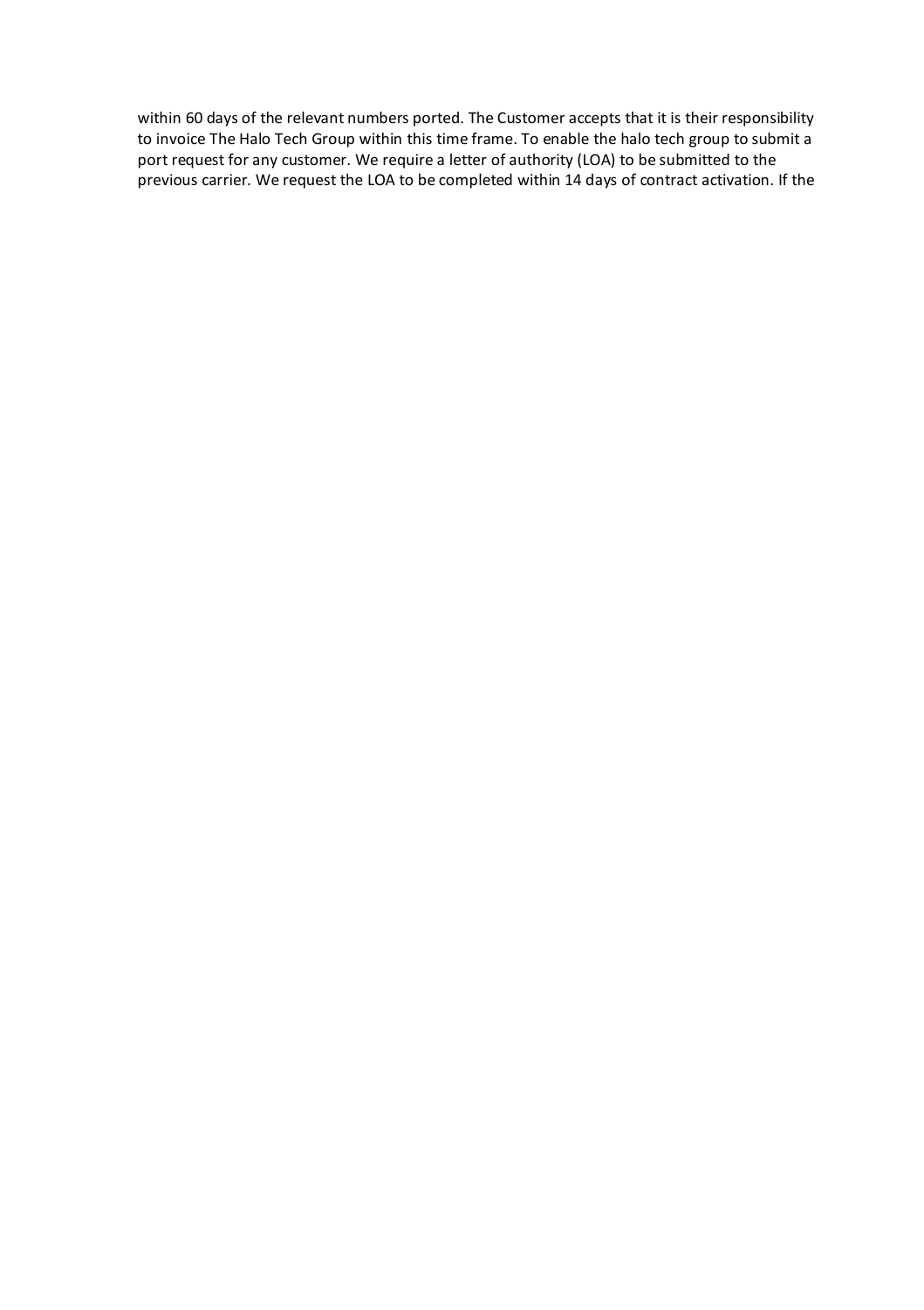within 60 days of the relevant numbers ported. The Customer accepts that it is their responsibility to invoice The Halo Tech Group within this time frame. To enable the halo tech group to submit a port request for any customer. We require a letter of authority (LOA) to be submitted to the previous carrier. We request the LOA to be completed within 14 days of contract activation. If the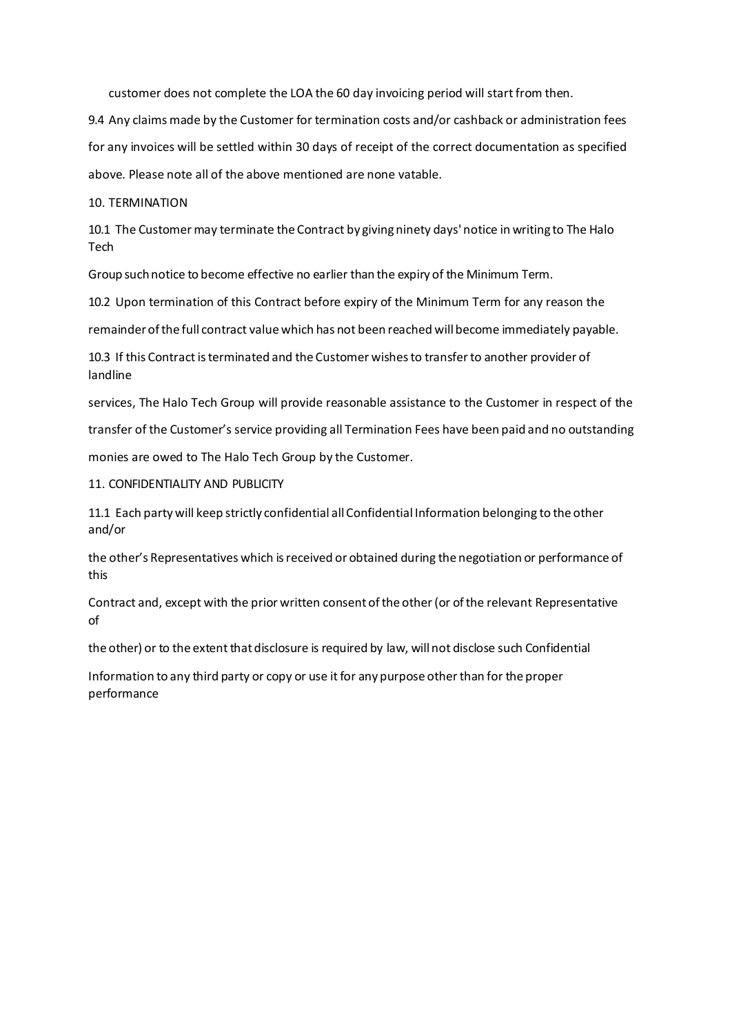customer does not complete the LOA the 60 day invoicing period will start from then.

9.4 Any claims made by the Customer for termination costs and/or cashback or administration fees for any invoices will be settled within 30 days of receipt of the correct documentation as specified above. Please note all of the above mentioned are none vatable.

10. TERMINATION

10.1 The Customer may terminate the Contract by giving ninety days' notice in writing to The Halo Tech Group such notice to become effective no earlier than the expiry of the Minimum Term.

10.2 Upon termination of this Contract before expiry of the Minimum Term for any reason the remainder of the full contract value which has not been reached will become immediately payable.

10.3 If this Contract is terminated and the Customer wishes to transfer to another provider of landline services, The Halo Tech Group will provide reasonable assistance to the Customer in respect of the transfer of the Customer's service providing all Termination Fees have been paid and no outstanding monies are owed to The Halo Tech Group by the Customer.

11. CONFIDENTIALITY AND PUBLICITY

11.1 Each party will keep strictly confidential all Confidential Information belonging to the other and/or the other's Representatives which is received or obtained during the negotiation or performance of this Contract and, except with the prior written consent of the other (or of the relevant Representative of the other) or to the extent that disclosure is required by law, will not disclose such Confidential Information to any third party or copy or use it for any purpose other than for the proper performance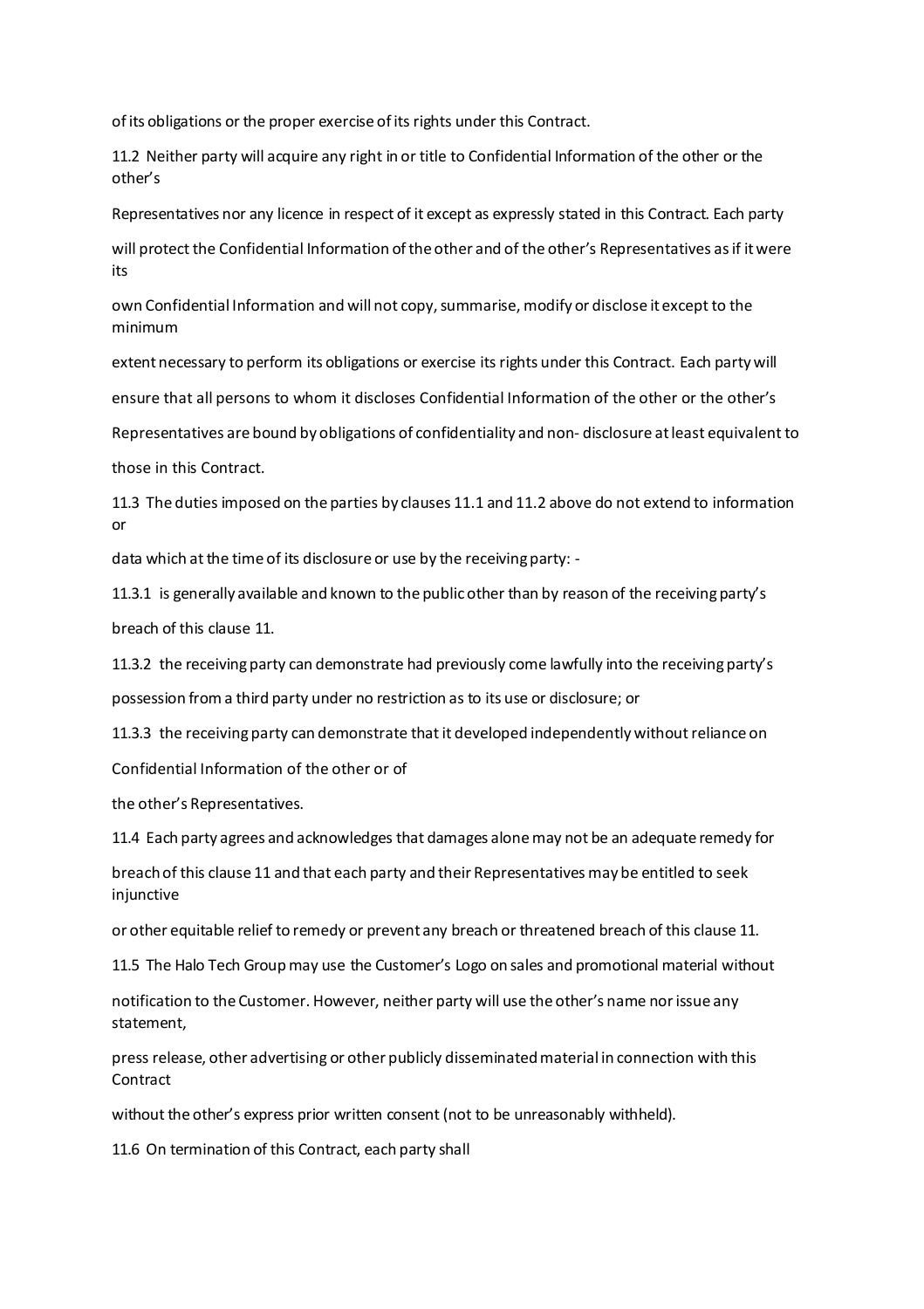of its obligations or the proper exercise of its rights under this Contract.

11.2 Neither party will acquire any right in or title to Confidential Information of the other or the other's Representatives nor any licence in respect of it except as expressly stated in this Contract. Each party will protect the Confidential Information of the other and of the other's Representatives as if it were its own Confidential Information and will not copy, summarise, modify or disclose it except to the minimum extent necessary to perform its obligations or exercise its rights under this Contract. Each party will ensure that all persons to whom it discloses Confidential Information of the other or the other's Representatives are bound by obligations of confidentiality and non- disclosure at least equivalent to those in this Contract.

11.3 The duties imposed on the parties by clauses 11.1 and 11.2 above do not extend to information or data which at the time of its disclosure or use by the receiving party: -

11.3.1 is generally available and known to the public other than by reason of the receiving party's breach of this clause 11.

11.3.2 the receiving party can demonstrate had previously come lawfully into the receiving party's possession from a third party under no restriction as to its use or disclosure; or

11.3.3 the receiving party can demonstrate that it developed independently without reliance on Confidential Information of the other or of the other's Representatives.

11.4 Each party agrees and acknowledges that damages alone may not be an adequate remedy for breach of this clause 11 and that each party and their Representatives may be entitled to seek injunctive or other equitable relief to remedy or prevent any breach or threatened breach of this clause 11.

11.5 The Halo Tech Group may use the Customer's Logo on sales and promotional material without notification to the Customer. However, neither party will use the other's name nor issue any statement, press release, other advertising or other publicly disseminated material in connection with this Contract without the other's express prior written consent (not to be unreasonably withheld).

11.6 On termination of this Contract, each party shall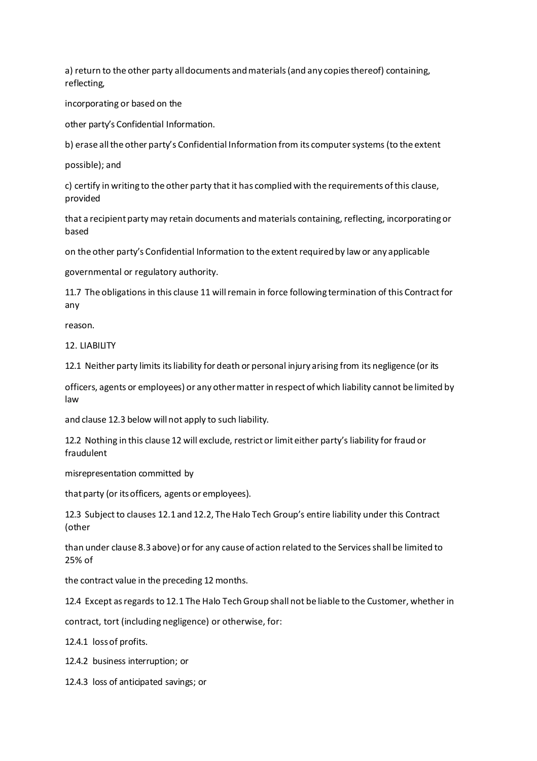a) return to the other party all documents and materials (and any copies thereof) containing, reflecting, incorporating or based on the other party's Confidential Information.

b) erase all the other party's Confidential Information from its computer systems (to the extent possible); and

c) certify in writing to the other party that it has complied with the requirements of this clause, provided that a recipient party may retain documents and materials containing, reflecting, incorporating or based on the other party's Confidential Information to the extent required by law or any applicable governmental or regulatory authority.

11.7 The obligations in this clause 11 will remain in force following termination of this Contract for any reason.

## 12. LIABILITY

12.1 Neither party limits its liability for death or personal injury arising from its negligence (or its officers, agents or employees) or any other matter in respect of which liability cannot be limited by law and clause 12.3 below will not apply to such liability.

12.2 Nothing in this clause 12 will exclude, restrict or limit either party's liability for fraud or fraudulent misrepresentation committed by that party (or its officers, agents or employees).

12.3 Subject to clauses 12.1 and 12.2, The Halo Tech Group's entire liability under this Contract (other than under clause 8.3 above) or for any cause of action related to the Services shall be limited to 25% of the contract value in the preceding 12 months.

12.4 Except as regards to 12.1 The Halo Tech Group shall not be liable to the Customer, whether in contract, tort (including negligence) or otherwise, for:

12.4.1 loss of profits.

12.4.2 business interruption; or

12.4.3 loss of anticipated savings; or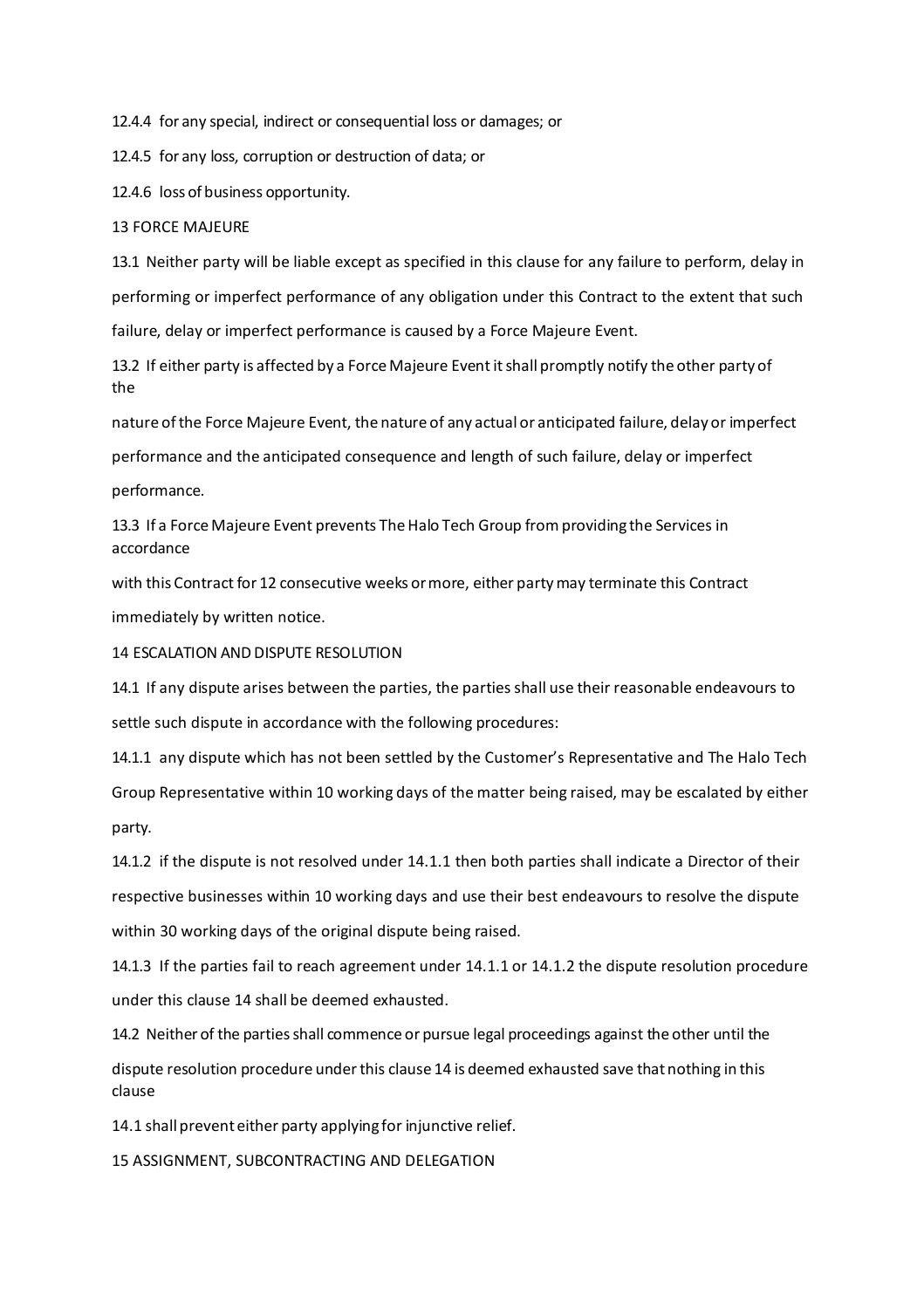12.4.4 for any special, indirect or consequential loss or damages; or

12.4.5 for any loss, corruption or destruction of data; or

12.4.6 loss of business opportunity.

## 13 FORCE MAJEURE

13.1 Neither party will be liable except as specified in this clause for any failure to perform, delay in performing or imperfect performance of any obligation under this Contract to the extent that such failure, delay or imperfect performance is caused by a Force Majeure Event.

13.2 If either party is affected by a Force Majeure Event it shall promptly notify the other party of the nature of the Force Majeure Event, the nature of any actual or anticipated failure, delay or imperfect performance and the anticipated consequence and length of such failure, delay or imperfect performance.

13.3 If a Force Majeure Event prevents The Halo Tech Group from providing the Services in accordance with this Contract for 12 consecutive weeks or more, either party may terminate this Contract immediately by written notice.

## 14 ESCALATION AND DISPUTE RESOLUTION

14.1 If any dispute arises between the parties, the parties shall use their reasonable endeavours to settle such dispute in accordance with the following procedures:

14.1.1 any dispute which has not been settled by the Customer's Representative and The Halo Tech Group Representative within 10 working days of the matter being raised, may be escalated by either party.

14.1.2 if the dispute is not resolved under 14.1.1 then both parties shall indicate a Director of their respective businesses within 10 working days and use their best endeavours to resolve the dispute within 30 working days of the original dispute being raised.

14.1.3 If the parties fail to reach agreement under 14.1.1 or 14.1.2 the dispute resolution procedure under this clause 14 shall be deemed exhausted.

14.2 Neither of the parties shall commence or pursue legal proceedings against the other until the dispute resolution procedure under this clause 14 is deemed exhausted save that nothing in this clause 14.1 shall prevent either party applying for injunctive relief.

## 15 ASSIGNMENT, SUBCONTRACTING AND DELEGATION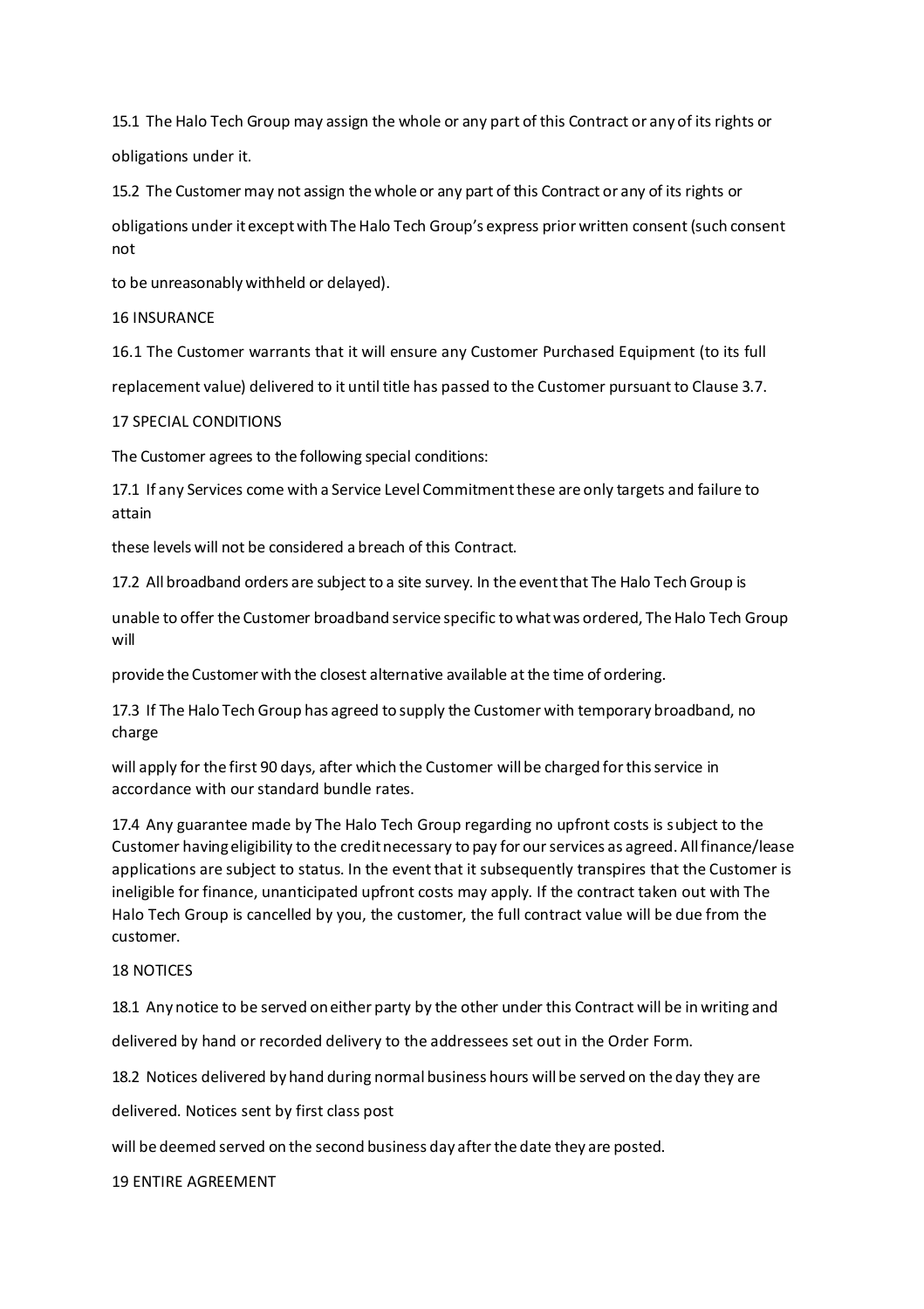15.1 The Halo Tech Group may assign the whole or any part of this Contract or any of its rights or obligations under it.

15.2 The Customer may not assign the whole or any part of this Contract or any of its rights or obligations under it except with The Halo Tech Group's express prior written consent (such consent not to be unreasonably withheld or delayed).

## 16 INSURANCE

16.1 The Customer warrants that it will ensure any Customer Purchased Equipment (to its full replacement value) delivered to it until title has passed to the Customer pursuant to Clause 3.7.

## 17 SPECIAL CONDITIONS

The Customer agrees to the following special conditions:

17.1 If any Services come with a Service Level Commitment these are only targets and failure to attain these levels will not be considered a breach of this Contract.

17.2 All broadband orders are subject to a site survey. In the event that The Halo Tech Group is unable to offer the Customer broadband service specific to what was ordered, The Halo Tech Group will provide the Customer with the closest alternative available at the time of ordering.

17.3 If The Halo Tech Group has agreed to supply the Customer with temporary broadband, no charge will apply for the first 90 days, after which the Customer will be charged for this service in accordance with our standard bundle rates.

17.4 Any guarantee made by The Halo Tech Group regarding no upfront costs is subject to the Customer having eligibility to the credit necessary to pay for our services as agreed. All finance/lease applications are subject to status. In the event that it subsequently transpires that the Customer is ineligible for finance, unanticipated upfront costs may apply. If the contract taken out with The Halo Tech Group is cancelled by you, the customer, the full contract value will be due from the customer.

## 18 NOTICES

18.1 Any notice to be served on either party by the other under this Contract will be in writing and delivered by hand or recorded delivery to the addressees set out in the Order Form.

18.2 Notices delivered by hand during normal business hours will be served on the day they are delivered. Notices sent by first class post will be deemed served on the second business day after the date they are posted.

## 19 ENTIRE AGREEMENT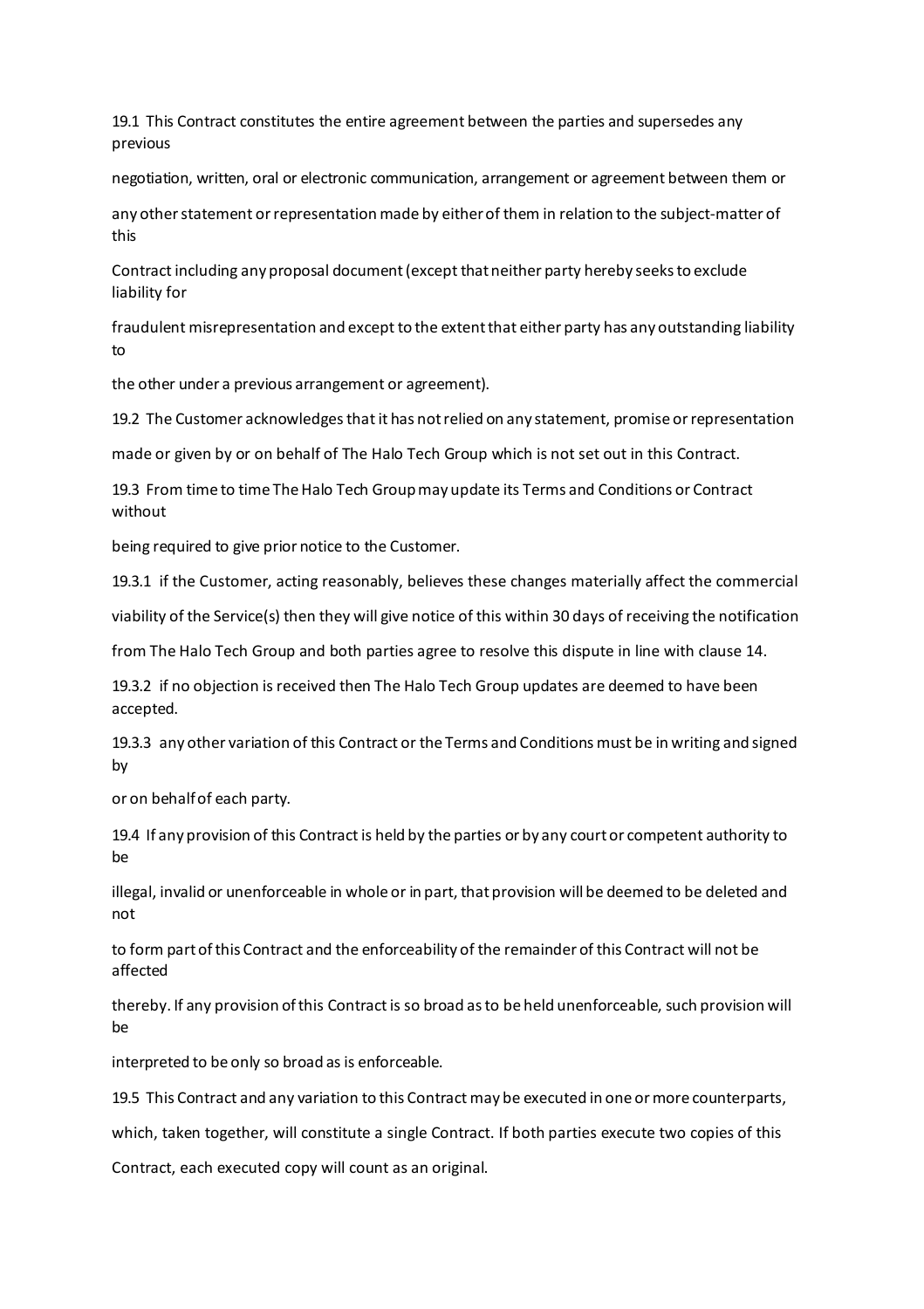19.1 This Contract constitutes the entire agreement between the parties and supersedes any previous negotiation, written, oral or electronic communication, arrangement or agreement between them or any other statement or representation made by either of them in relation to the subject-matter of this Contract including any proposal document (except that neither party hereby seeks to exclude liability for fraudulent misrepresentation and except to the extent that either party has any outstanding liability to the other under a previous arrangement or agreement).

19.2 The Customer acknowledges that it has not relied on any statement, promise or representation made or given by or on behalf of The Halo Tech Group which is not set out in this Contract.

19.3 From time to time The Halo Tech Group may update its Terms and Conditions or Contract without being required to give prior notice to the Customer.

19.3.1 if the Customer, acting reasonably, believes these changes materially affect the commercial viability of the Service(s) then they will give notice of this within 30 days of receiving the notification from The Halo Tech Group and both parties agree to resolve this dispute in line with clause 14.

19.3.2 if no objection is received then The Halo Tech Group updates are deemed to have been accepted.

19.3.3 any other variation of this Contract or the Terms and Conditions must be in writing and signed by or on behalf of each party.

19.4 If any provision of this Contract is held by the parties or by any court or competent authority to be illegal, invalid or unenforceable in whole or in part, that provision will be deemed to be deleted and not to form part of this Contract and the enforceability of the remainder of this Contract will not be affected thereby. If any provision of this Contract is so broad as to be held unenforceable, such provision will be interpreted to be only so broad as is enforceable.

19.5 This Contract and any variation to this Contract may be executed in one or more counterparts, which, taken together, will constitute a single Contract. If both parties execute two copies of this Contract, each executed copy will count as an original.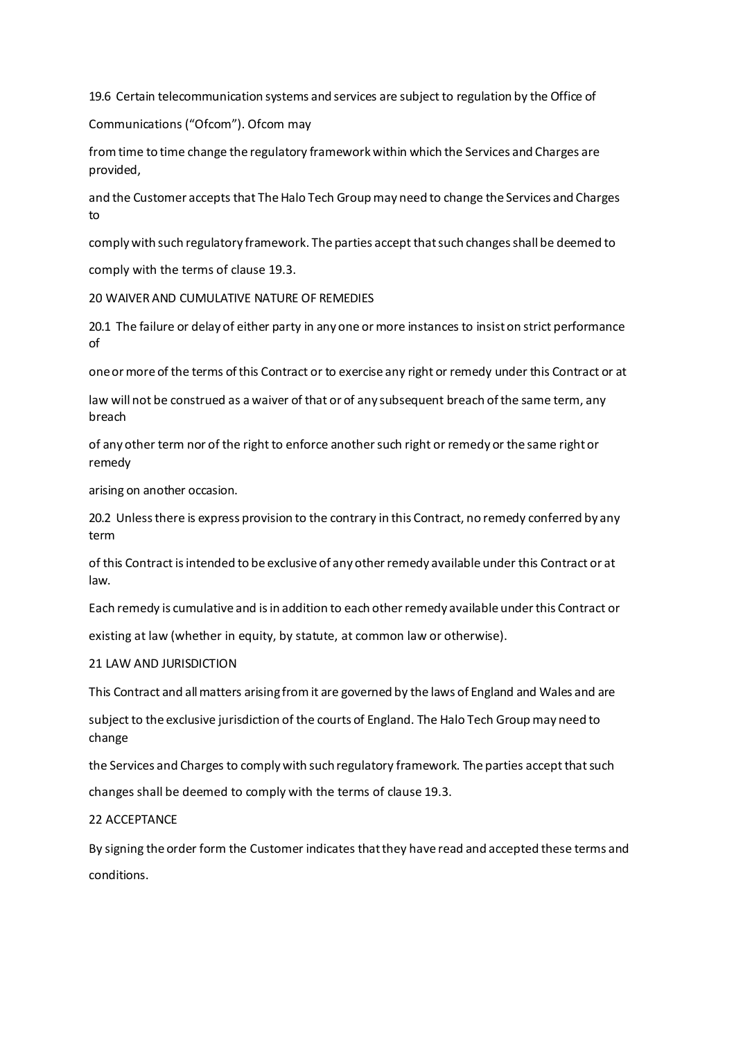19.6 Certain telecommunication systems and services are subject to regulation by the Office of Communications ("Ofcom"). Ofcom may from time to time change the regulatory framework within which the Services and Charges are provided, and the Customer accepts that The Halo Tech Group may need to change the Services and Charges to comply with such regulatory framework. The parties accept that such changes shall be deemed to comply with the terms of clause 19.3.

## 20 WAIVER AND CUMULATIVE NATURE OF REMEDIES

20.1 The failure or delay of either party in any one or more instances to insist on strict performance of one or more of the terms of this Contract or to exercise any right or remedy under this Contract or at law will not be construed as a waiver of that or of any subsequent breach of the same term, any breach of any other term nor of the right to enforce another such right or remedy or the same right or remedy arising on another occasion.

20.2 Unless there is express provision to the contrary in this Contract, no remedy conferred by any term of this Contract is intended to be exclusive of any other remedy available under this Contract or at law. Each remedy is cumulative and is in addition to each other remedy available under this Contract or existing at law (whether in equity, by statute, at common law or otherwise).

## 21 LAW AND JURISDICTION

This Contract and all matters arising from it are governed by the laws of England and Wales and are subject to the exclusive jurisdiction of the courts of England. The Halo Tech Group may need to change the Services and Charges to comply with such regulatory framework. The parties accept that such changes shall be deemed to comply with the terms of clause 19.3.

## 22 ACCEPTANCE

By signing the order form the Customer indicates that they have read and accepted these terms and conditions.